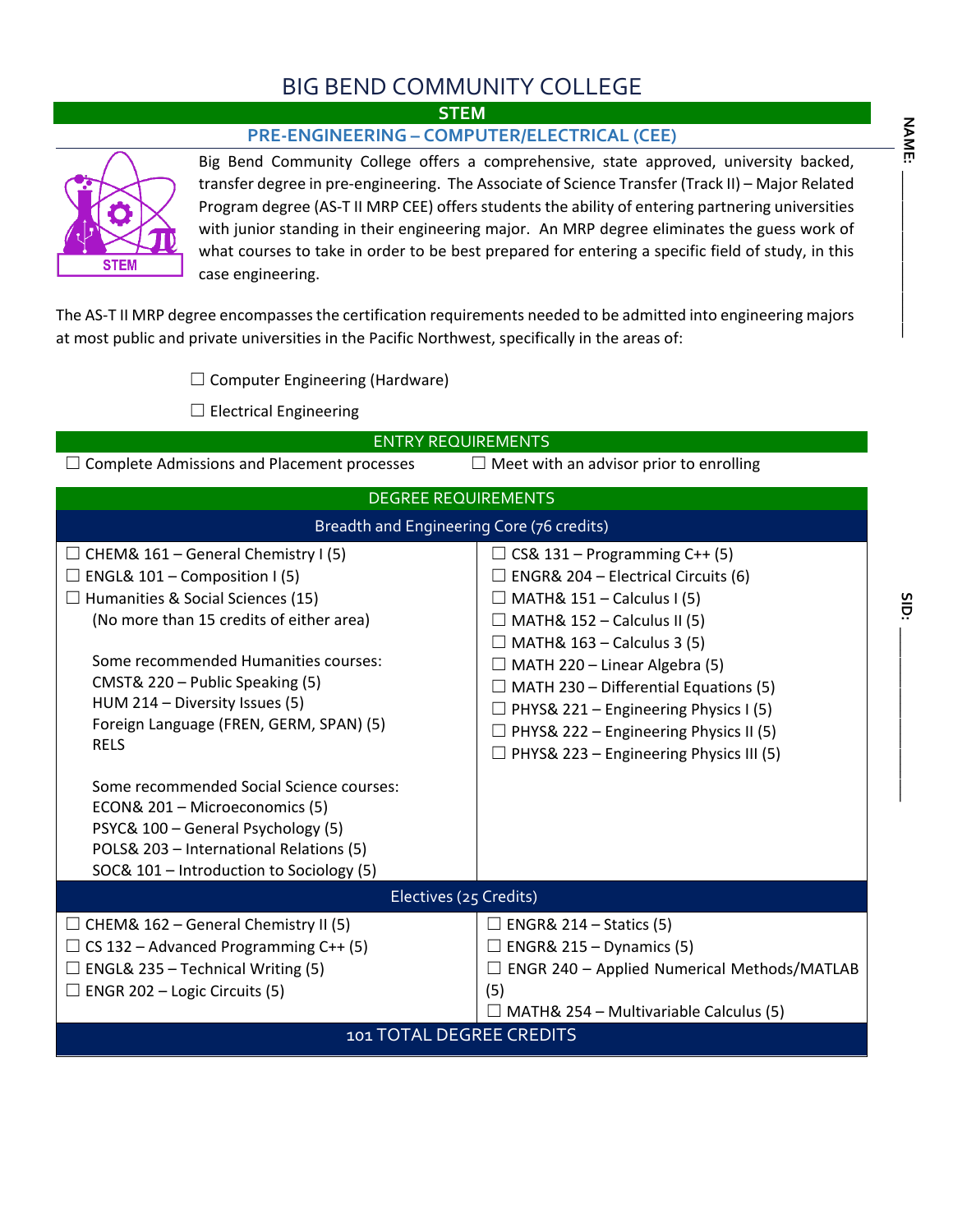# BIG BEND COMMUNITY COLLEGE

## STEM

### PRE-ENGINEERING – COMPUTER/ELECTRICAL (CEE)

NAME: ____________

SID: ____________

Big Bend Community College offers a comprehensive, state approved, university backed, transfer degree in pre-engineering. The Associate of Science Transfer (Track II) – Major Related Program degree (AS-T II MRP CEE) offers students the ability of entering partnering universities with junior standing in their engineering major. An MRP degree eliminates the guess work of what courses to take in order to be best prepared for entering a specific field of study, in this case engineering.

The AS-T II MRP degree encompasses the certification requirements needed to be admitted into engineering majors at most public and private universities in the Pacific Northwest, specifically in the areas of:

- ☐ Computer Engineering (Hardware)
- ☐ Electrical Engineering

## ENTRY REQUIREMENTS

- ☐ Complete Admissions and Placement processes
- ☐ Meet with an advisor prior to enrolling

## DEGREE REQUIREMENTS

### Breadth and Engineering Core (76 credits)

- ☐ CHEM& 161 – General Chemistry I (5)
- ☐ ENGL& 101 – Composition I (5)
- ☐ Humanities & Social Sciences (15)
  (No more than 15 credits of either area)

  Some recommended Humanities courses:
  - CMST& 220 – Public Speaking (5)
  - HUM 214 – Diversity Issues (5)
  - Foreign Language (FREN, GERM, SPAN) (5)
  - RELS

  Some recommended Social Science courses:
  - ECON& 201 – Microeconomics (5)
  - PSYC& 100 – General Psychology (5)
  - POLS& 203 – International Relations (5)
  - SOC& 101 – Introduction to Sociology (5)
- ☐ CS& 131 – Programming C++ (5)
- ☐ ENGR& 204 – Electrical Circuits (6)
- ☐ MATH& 151 – Calculus I (5)
- ☐ MATH& 152 – Calculus II (5)
- ☐ MATH& 163 – Calculus 3 (5)
- ☐ MATH 220 – Linear Algebra (5)
- ☐ MATH 230 – Differential Equations (5)
- ☐ PHYS& 221 – Engineering Physics I (5)
- ☐ PHYS& 222 – Engineering Physics II (5)
- ☐ PHYS& 223 – Engineering Physics III (5)

### Electives (25 Credits)

- ☐ CHEM& 162 – General Chemistry II (5)
- ☐ CS 132 – Advanced Programming C++ (5)
- ☐ ENGL& 235 – Technical Writing (5)
- ☐ ENGR 202 – Logic Circuits (5)
- ☐ ENGR& 214 – Statics (5)
- ☐ ENGR& 215 – Dynamics (5)
- ☐ ENGR 240 – Applied Numerical Methods/MATLAB (5)
- ☐ MATH& 254 – Multivariable Calculus (5)

### 101 TOTAL DEGREE CREDITS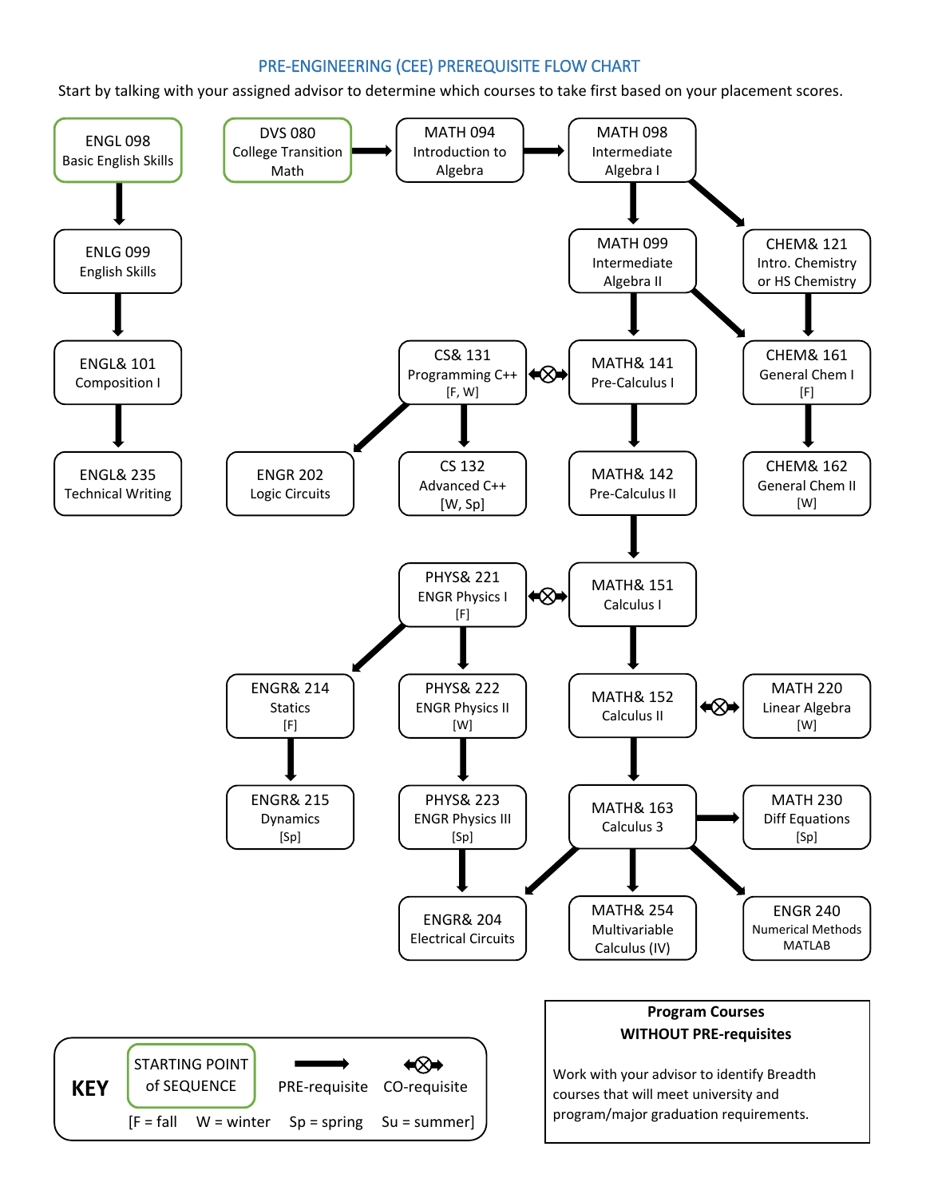# PRE-ENGINEERING (CEE) PREREQUISITE FLOW CHART

Start by talking with your assigned advisor to determine which courses to take first based on your placement scores.

ENGL 098
Basic English Skills

ENLG 099
English Skills

ENGL& 101
Composition I

ENGL& 235
Technical Writing

DVS 080
College Transition Math

MATH 094
Introduction to Algebra

MATH 098
Intermediate Algebra I

MATH 099
Intermediate Algebra II

CHEM& 121
Intro. Chemistry or HS Chemistry

CS& 131
Programming C++
[F, W]

MATH& 141
Pre-Calculus I

CHEM& 161
General Chem I
[F]

ENGR 202
Logic Circuits

CS 132
Advanced C++
[W, Sp]

MATH& 142
Pre-Calculus II

CHEM& 162
General Chem II
[W]

PHYS& 221
ENGR Physics I
[F]

MATH& 151
Calculus I

ENGR& 214
Statics
[F]

PHYS& 222
ENGR Physics II
[W]

MATH& 152
Calculus II

MATH 220
Linear Algebra
[W]

ENGR& 215
Dynamics
[Sp]

PHYS& 223
ENGR Physics III
[Sp]

MATH& 163
Calculus 3

MATH 230
Diff Equations
[Sp]

ENGR& 204
Electrical Circuits

MATH& 254
Multivariable Calculus (IV)

ENGR 240
Numerical Methods MATLAB

**KEY**

STARTING POINT of SEQUENCE | PRE-requisite | CO-requisite

[F = fall W = winter Sp = spring Su = summer]

**Program Courses WITHOUT PRE-requisites**

Work with your advisor to identify Breadth courses that will meet university and program/major graduation requirements.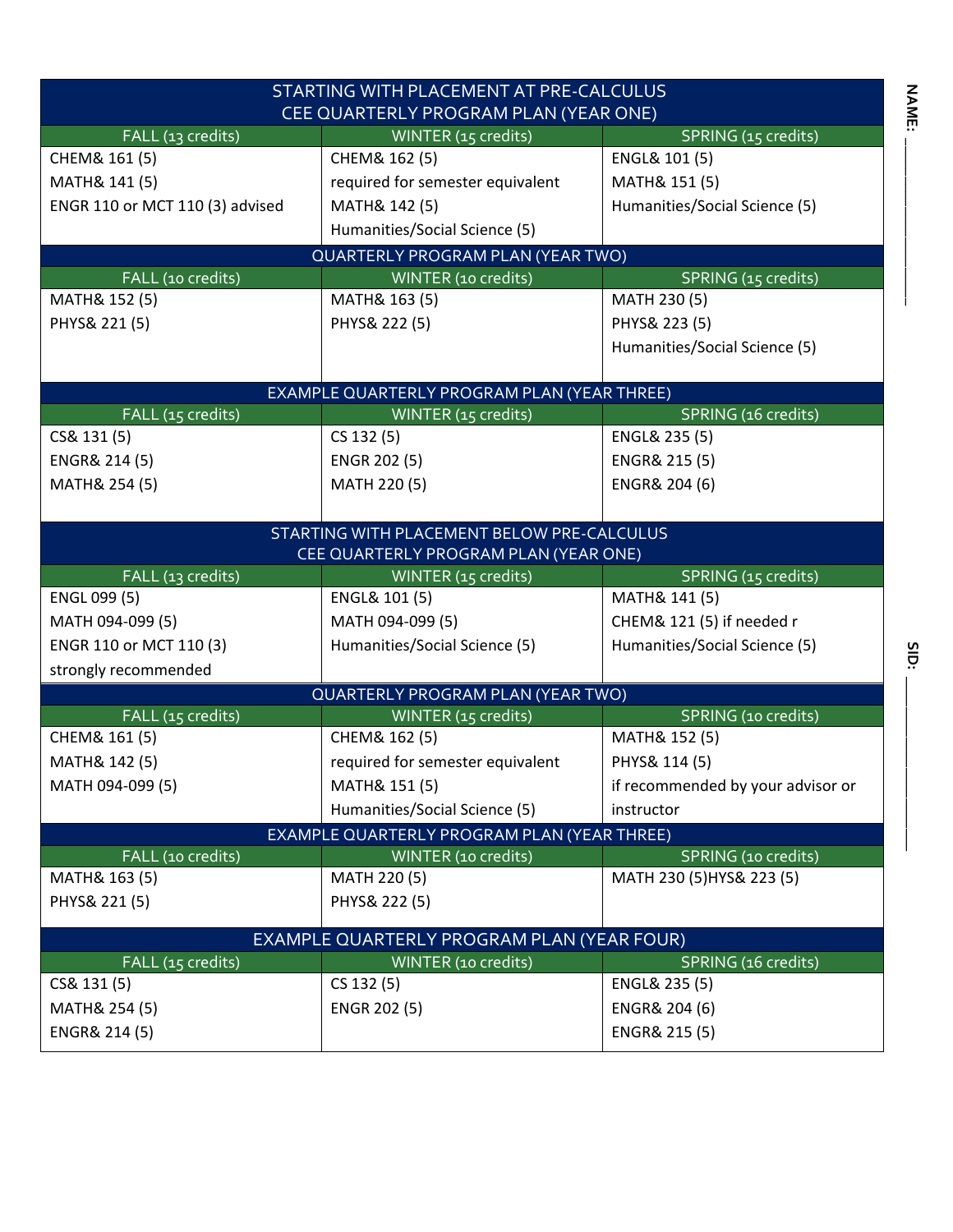| STARTING WITH PLACEMENT AT PRE-CALCULUS CEE QUARTERLY PROGRAM PLAN (YEAR ONE) | | |
|---|---|---|
| FALL (13 credits) | WINTER (15 credits) | SPRING (15 credits) |
| CHEM& 161 (5)<br>MATH& 141 (5)<br>ENGR 110 or MCT 110 (3) advised | CHEM& 162 (5)<br>required for semester equivalent<br>MATH& 142 (5)<br>Humanities/Social Science (5) | ENGL& 101 (5)<br>MATH& 151 (5)<br>Humanities/Social Science (5) |
| QUARTERLY PROGRAM PLAN (YEAR TWO) | | |
| FALL (10 credits) | WINTER (10 credits) | SPRING (15 credits) |
| MATH& 152 (5)<br>PHYS& 221 (5) | MATH& 163 (5)<br>PHYS& 222 (5) | MATH 230 (5)<br>PHYS& 223 (5)<br>Humanities/Social Science (5) |
| EXAMPLE QUARTERLY PROGRAM PLAN (YEAR THREE) | | |
| FALL (15 credits) | WINTER (15 credits) | SPRING (16 credits) |
| CS& 131 (5)<br>ENGR& 214 (5)<br>MATH& 254 (5) | CS 132 (5)<br>ENGR 202 (5)<br>MATH 220 (5) | ENGL& 235 (5)<br>ENGR& 215 (5)<br>ENGR& 204 (6) |

| STARTING WITH PLACEMENT BELOW PRE-CALCULUS CEE QUARTERLY PROGRAM PLAN (YEAR ONE) | | |
|---|---|---|
| FALL (13 credits) | WINTER (15 credits) | SPRING (15 credits) |
| ENGL 099 (5)<br>MATH 094-099 (5)<br>ENGR 110 or MCT 110 (3)<br>strongly recommended | ENGL& 101 (5)<br>MATH 094-099 (5)<br>Humanities/Social Science (5) | MATH& 141 (5)<br>CHEM& 121 (5) if needed r<br>Humanities/Social Science (5) |
| QUARTERLY PROGRAM PLAN (YEAR TWO) | | |
| FALL (15 credits) | WINTER (15 credits) | SPRING (10 credits) |
| CHEM& 161 (5)<br>MATH& 142 (5)<br>MATH 094-099 (5) | CHEM& 162 (5)<br>required for semester equivalent<br>MATH& 151 (5)<br>Humanities/Social Science (5) | MATH& 152 (5)<br>PHYS& 114 (5)<br>if recommended by your advisor or instructor |
| EXAMPLE QUARTERLY PROGRAM PLAN (YEAR THREE) | | |
| FALL (10 credits) | WINTER (10 credits) | SPRING (10 credits) |
| MATH& 163 (5)<br>PHYS& 221 (5) | MATH 220 (5)<br>PHYS& 222 (5) | MATH 230 (5)HYS& 223 (5) |
| EXAMPLE QUARTERLY PROGRAM PLAN (YEAR FOUR) | | |
| FALL (15 credits) | WINTER (10 credits) | SPRING (16 credits) |
| CS& 131 (5)<br>MATH& 254 (5)<br>ENGR& 214 (5) | CS 132 (5)<br>ENGR 202 (5) | ENGL& 235 (5)<br>ENGR& 204 (6)<br>ENGR& 215 (5) |

NAME: ______________________

SID: ______________________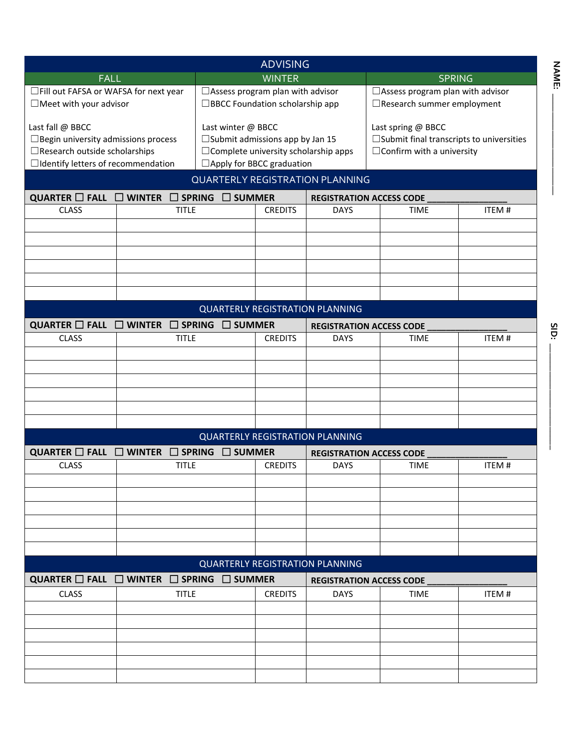**NAME:** ______________________

**SID:** ______________________

# ADVISING

| FALL | WINTER | SPRING |
|---|---|---|
| ☐Fill out FAFSA or WAFSA for next year<br>☐Meet with your advisor | ☐Assess program plan with advisor<br>☐BBCC Foundation scholarship app | ☐Assess program plan with advisor<br>☐Research summer employment |
| Last fall @ BBCC<br>☐Begin university admissions process<br>☐Research outside scholarships<br>☐Identify letters of recommendation | Last winter @ BBCC<br>☐Submit admissions app by Jan 15<br>☐Complete university scholarship apps<br>☐Apply for BBCC graduation | Last spring @ BBCC<br>☐Submit final transcripts to universities<br>☐Confirm with a university |

## QUARTERLY REGISTRATION PLANNING

**QUARTER ☐ FALL ☐ WINTER ☐ SPRING ☐ SUMMER** **REGISTRATION ACCESS CODE ________________**

| CLASS | TITLE | CREDITS | DAYS | TIME | ITEM # |
|---|---|---|---|---|---|
| | | | | | |
| | | | | | |
| | | | | | |
| | | | | | |
| | | | | | |
| | | | | | |

## QUARTERLY REGISTRATION PLANNING

**QUARTER ☐ FALL ☐ WINTER ☐ SPRING ☐ SUMMER** **REGISTRATION ACCESS CODE ________________**

| CLASS | TITLE | CREDITS | DAYS | TIME | ITEM # |
|---|---|---|---|---|---|
| | | | | | |
| | | | | | |
| | | | | | |
| | | | | | |
| | | | | | |
| | | | | | |

## QUARTERLY REGISTRATION PLANNING

**QUARTER ☐ FALL ☐ WINTER ☐ SPRING ☐ SUMMER** **REGISTRATION ACCESS CODE ________________**

| CLASS | TITLE | CREDITS | DAYS | TIME | ITEM # |
|---|---|---|---|---|---|
| | | | | | |
| | | | | | |
| | | | | | |
| | | | | | |
| | | | | | |
| | | | | | |

## QUARTERLY REGISTRATION PLANNING

**QUARTER ☐ FALL ☐ WINTER ☐ SPRING ☐ SUMMER** **REGISTRATION ACCESS CODE ________________**

| CLASS | TITLE | CREDITS | DAYS | TIME | ITEM # |
|---|---|---|---|---|---|
| | | | | | |
| | | | | | |
| | | | | | |
| | | | | | |
| | | | | | |
| | | | | | |